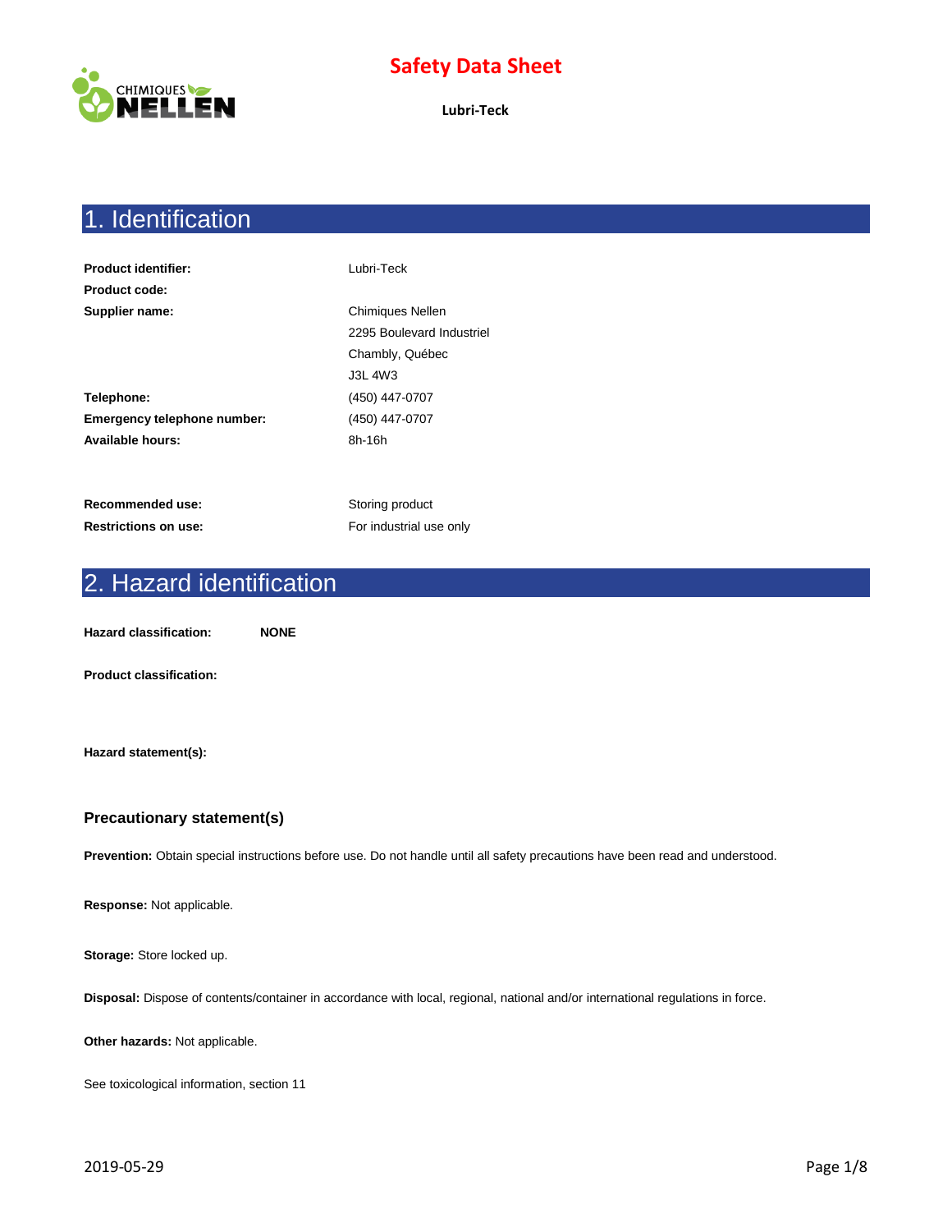# Safety Data Sheet

**Lubri-Teck**

## 1. Identification

| | |
|---|---|
| **Product identifier:** | Lubri-Teck |
| **Product code:** | |
| **Supplier name:** | Chimiques Nellen |
| | 2295 Boulevard Industriel |
| | Chambly, Québec |
| | J3L 4W3 |
| **Telephone:** | (450) 447-0707 |
| **Emergency telephone number:** | (450) 447-0707 |
| **Available hours:** | 8h-16h |
| **Recommended use:** | Storing product |
| **Restrictions on use:** | For industrial use only |

## 2. Hazard identification

**Hazard classification:** **NONE**

**Product classification:**

**Hazard statement(s):**

### Precautionary statement(s)

**Prevention:** Obtain special instructions before use. Do not handle until all safety precautions have been read and understood.

**Response:** Not applicable.

**Storage:** Store locked up.

**Disposal:** Dispose of contents/container in accordance with local, regional, national and/or international regulations in force.

**Other hazards:** Not applicable.

See toxicological information, section 11

2019-05-29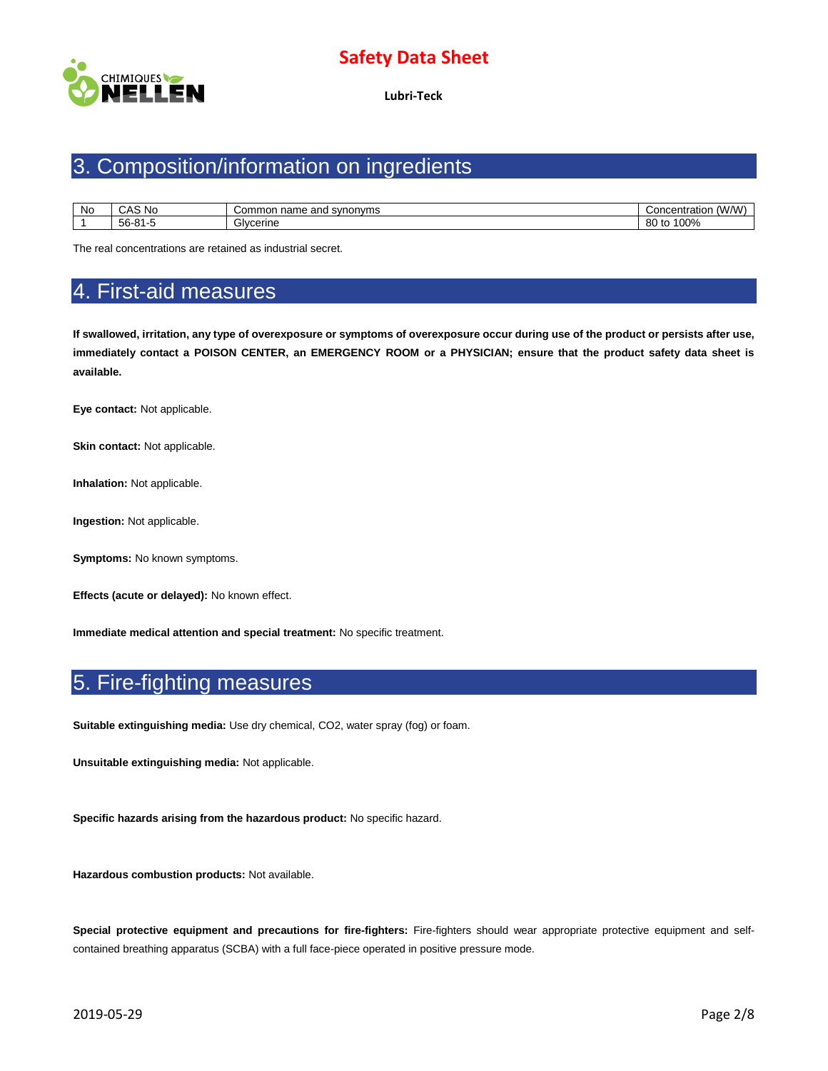## 3. Composition/information on ingredients

| No | CAS No | Common name and synonyms | Concentration (W/W) |
|---|---|---|---|
| 1 | 56-81-5 | Glycerine | 80 to 100% |

The real concentrations are retained as industrial secret.

## 4. First-aid measures

**If swallowed, irritation, any type of overexposure or symptoms of overexposure occur during use of the product or persists after use, immediately contact a POISON CENTER, an EMERGENCY ROOM or a PHYSICIAN; ensure that the product safety data sheet is available.**

**Eye contact:** Not applicable.

**Skin contact:** Not applicable.

**Inhalation:** Not applicable.

**Ingestion:** Not applicable.

**Symptoms:** No known symptoms.

**Effects (acute or delayed):** No known effect.

**Immediate medical attention and special treatment:** No specific treatment.

## 5. Fire-fighting measures

**Suitable extinguishing media:** Use dry chemical, $CO_2$, water spray (fog) or foam.

**Unsuitable extinguishing media:** Not applicable.

**Specific hazards arising from the hazardous product:** No specific hazard.

**Hazardous combustion products:** Not available.

**Special protective equipment and precautions for fire-fighters:** Fire-fighters should wear appropriate protective equipment and self-contained breathing apparatus (SCBA) with a full face-piece operated in positive pressure mode.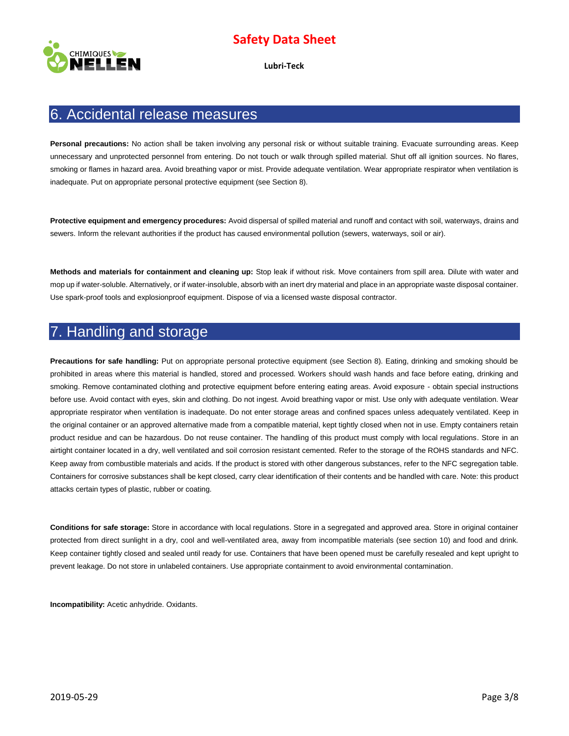## 6. Accidental release measures

**Personal precautions:** No action shall be taken involving any personal risk or without suitable training. Evacuate surrounding areas. Keep unnecessary and unprotected personnel from entering. Do not touch or walk through spilled material. Shut off all ignition sources. No flares, smoking or flames in hazard area. Avoid breathing vapor or mist. Provide adequate ventilation. Wear appropriate respirator when ventilation is inadequate. Put on appropriate personal protective equipment (see Section 8).

**Protective equipment and emergency procedures:** Avoid dispersal of spilled material and runoff and contact with soil, waterways, drains and sewers. Inform the relevant authorities if the product has caused environmental pollution (sewers, waterways, soil or air).

**Methods and materials for containment and cleaning up:** Stop leak if without risk. Move containers from spill area. Dilute with water and mop up if water-soluble. Alternatively, or if water-insoluble, absorb with an inert dry material and place in an appropriate waste disposal container. Use spark-proof tools and explosionproof equipment. Dispose of via a licensed waste disposal contractor.

## 7. Handling and storage

**Precautions for safe handling:** Put on appropriate personal protective equipment (see Section 8). Eating, drinking and smoking should be prohibited in areas where this material is handled, stored and processed. Workers should wash hands and face before eating, drinking and smoking. Remove contaminated clothing and protective equipment before entering eating areas. Avoid exposure - obtain special instructions before use. Avoid contact with eyes, skin and clothing. Do not ingest. Avoid breathing vapor or mist. Use only with adequate ventilation. Wear appropriate respirator when ventilation is inadequate. Do not enter storage areas and confined spaces unless adequately ventilated. Keep in the original container or an approved alternative made from a compatible material, kept tightly closed when not in use. Empty containers retain product residue and can be hazardous. Do not reuse container. The handling of this product must comply with local regulations. Store in an airtight container located in a dry, well ventilated and soil corrosion resistant cemented. Refer to the storage of the ROHS standards and NFC. Keep away from combustible materials and acids. If the product is stored with other dangerous substances, refer to the NFC segregation table. Containers for corrosive substances shall be kept closed, carry clear identification of their contents and be handled with care. Note: this product attacks certain types of plastic, rubber or coating.

**Conditions for safe storage:** Store in accordance with local regulations. Store in a segregated and approved area. Store in original container protected from direct sunlight in a dry, cool and well-ventilated area, away from incompatible materials (see section 10) and food and drink. Keep container tightly closed and sealed until ready for use. Containers that have been opened must be carefully resealed and kept upright to prevent leakage. Do not store in unlabeled containers. Use appropriate containment to avoid environmental contamination.

**Incompatibility:** Acetic anhydride. Oxidants.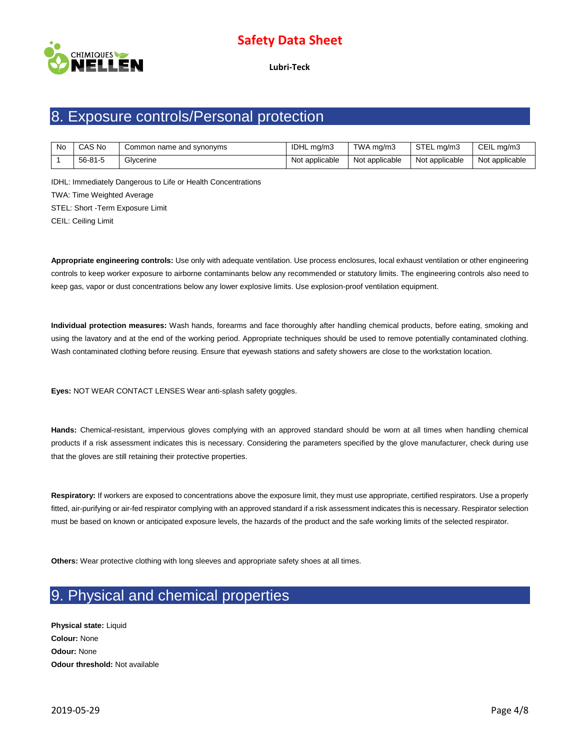## 8. Exposure controls/Personal protection

| No | CAS No | Common name and synonyms | IDHL mg/m3 | TWA mg/m3 | STEL mg/m3 | CEIL mg/m3 |
|---|---|---|---|---|---|---|
| 1 | 56-81-5 | Glycerine | Not applicable | Not applicable | Not applicable | Not applicable |

IDHL: Immediately Dangerous to Life or Health Concentrations

TWA: Time Weighted Average

STEL: Short -Term Exposure Limit

CEIL: Ceiling Limit

**Appropriate engineering controls:** Use only with adequate ventilation. Use process enclosures, local exhaust ventilation or other engineering controls to keep worker exposure to airborne contaminants below any recommended or statutory limits. The engineering controls also need to keep gas, vapor or dust concentrations below any lower explosive limits. Use explosion-proof ventilation equipment.

**Individual protection measures:** Wash hands, forearms and face thoroughly after handling chemical products, before eating, smoking and using the lavatory and at the end of the working period. Appropriate techniques should be used to remove potentially contaminated clothing. Wash contaminated clothing before reusing. Ensure that eyewash stations and safety showers are close to the workstation location.

**Eyes:** NOT WEAR CONTACT LENSES Wear anti-splash safety goggles.

**Hands:** Chemical-resistant, impervious gloves complying with an approved standard should be worn at all times when handling chemical products if a risk assessment indicates this is necessary. Considering the parameters specified by the glove manufacturer, check during use that the gloves are still retaining their protective properties.

**Respiratory:** If workers are exposed to concentrations above the exposure limit, they must use appropriate, certified respirators. Use a properly fitted, air-purifying or air-fed respirator complying with an approved standard if a risk assessment indicates this is necessary. Respirator selection must be based on known or anticipated exposure levels, the hazards of the product and the safe working limits of the selected respirator.

**Others:** Wear protective clothing with long sleeves and appropriate safety shoes at all times.

## 9. Physical and chemical properties

**Physical state:** Liquid
**Colour:** None
**Odour:** None
**Odour threshold:** Not available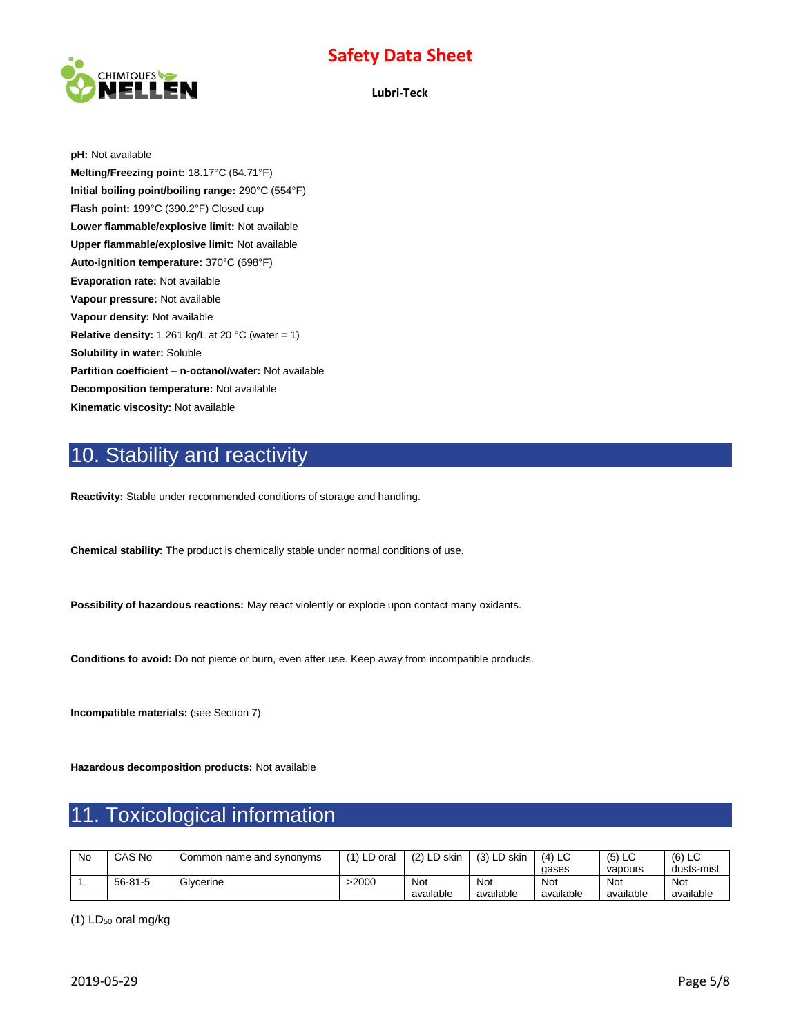**pH:** Not available

**Melting/Freezing point:** 18.17°C (64.71°F)

**Initial boiling point/boiling range:** 290°C (554°F)

**Flash point:** 199°C (390.2°F) Closed cup

**Lower flammable/explosive limit:** Not available

**Upper flammable/explosive limit:** Not available

**Auto-ignition temperature:** 370°C (698°F)

**Evaporation rate:** Not available

**Vapour pressure:** Not available

**Vapour density:** Not available

**Relative density:** 1.261 kg/L at 20 °C (water = 1)

**Solubility in water:** Soluble

**Partition coefficient – n-octanol/water:** Not available

**Decomposition temperature:** Not available

**Kinematic viscosity:** Not available

## 10. Stability and reactivity

**Reactivity:** Stable under recommended conditions of storage and handling.

**Chemical stability:** The product is chemically stable under normal conditions of use.

**Possibility of hazardous reactions:** May react violently or explode upon contact many oxidants.

**Conditions to avoid:** Do not pierce or burn, even after use. Keep away from incompatible products.

**Incompatible materials:** (see Section 7)

**Hazardous decomposition products:** Not available

## 11. Toxicological information

| No | CAS No | Common name and synonyms | (1) LD oral | (2) LD skin | (3) LD skin | (4) LC gases | (5) LC vapours | (6) LC dusts-mist |
|---|---|---|---|---|---|---|---|---|
| 1 | 56-81-5 | Glycerine | >2000 | Not available | Not available | Not available | Not available | Not available |

(1) $LD_{50}$ oral mg/kg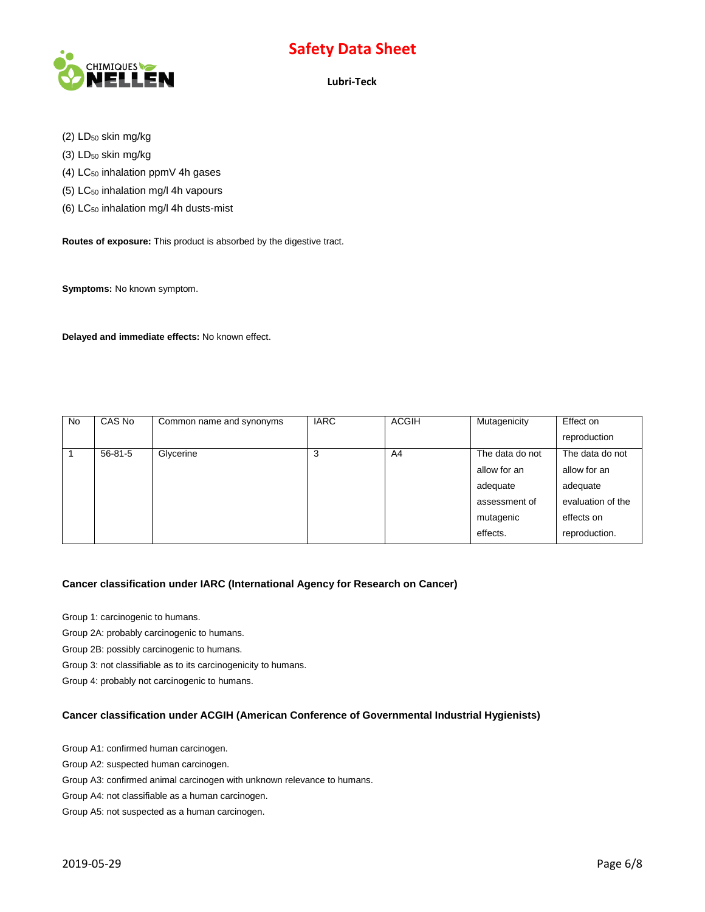(2) $LD_{50}$ skin mg/kg

(3) $LD_{50}$ skin mg/kg

(4) $LC_{50}$ inhalation ppmV 4h gases

(5) $LC_{50}$ inhalation mg/l 4h vapours

(6) $LC_{50}$ inhalation mg/l 4h dusts-mist

**Routes of exposure:** This product is absorbed by the digestive tract.

**Symptoms:** No known symptom.

**Delayed and immediate effects:** No known effect.

| No | CAS No | Common name and synonyms | IARC | ACGIH | Mutagenicity | Effect on reproduction |
|---|---|---|---|---|---|---|
| 1 | 56-81-5 | Glycerine | 3 | A4 | The data do not allow for an adequate assessment of mutagenic effects. | The data do not allow for an adequate evaluation of the effects on reproduction. |

**Cancer classification under IARC (International Agency for Research on Cancer)**

Group 1: carcinogenic to humans.

Group 2A: probably carcinogenic to humans.

Group 2B: possibly carcinogenic to humans.

Group 3: not classifiable as to its carcinogenicity to humans.

Group 4: probably not carcinogenic to humans.

**Cancer classification under ACGIH (American Conference of Governmental Industrial Hygienists)**

Group A1: confirmed human carcinogen.

Group A2: suspected human carcinogen.

Group A3: confirmed animal carcinogen with unknown relevance to humans.

Group A4: not classifiable as a human carcinogen.

Group A5: not suspected as a human carcinogen.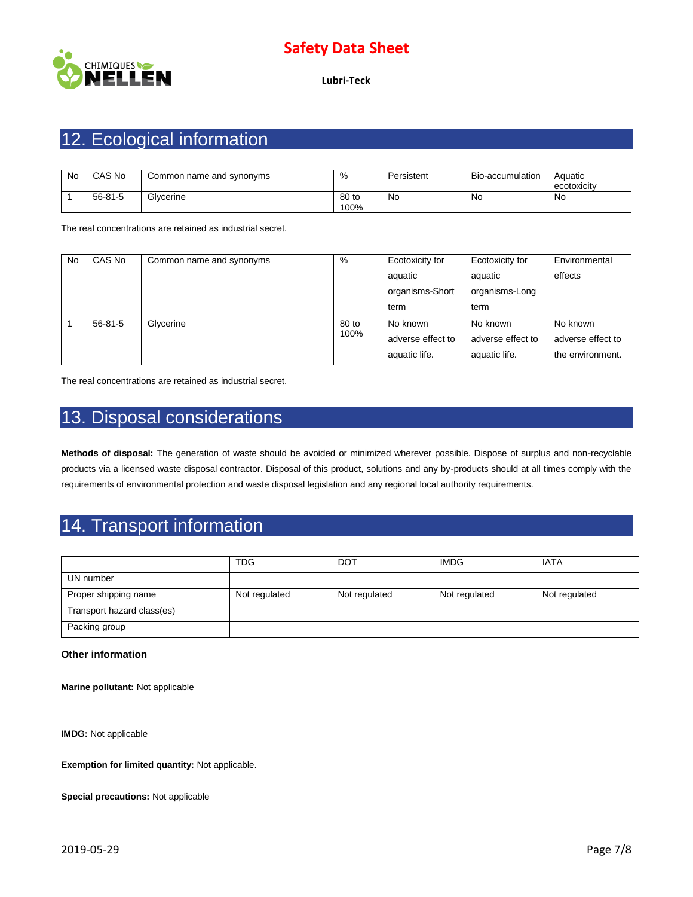## 12. Ecological information

| No | CAS No | Common name and synonyms | % | Persistent | Bio-accumulation | Aquatic ecotoxicity |
|---|---|---|---|---|---|---|
| 1 | 56-81-5 | Glycerine | 80 to 100% | No | No | No |

The real concentrations are retained as industrial secret.

| No | CAS No | Common name and synonyms | % | Ecotoxicity for aquatic organisms-Short term | Ecotoxicity for aquatic organisms-Long term | Environmental effects |
|---|---|---|---|---|---|---|
| 1 | 56-81-5 | Glycerine | 80 to 100% | No known adverse effect to aquatic life. | No known adverse effect to aquatic life. | No known adverse effect to the environment. |

The real concentrations are retained as industrial secret.

## 13. Disposal considerations

**Methods of disposal:** The generation of waste should be avoided or minimized wherever possible. Dispose of surplus and non-recyclable products via a licensed waste disposal contractor. Disposal of this product, solutions and any by-products should at all times comply with the requirements of environmental protection and waste disposal legislation and any regional local authority requirements.

## 14. Transport information

| | TDG | DOT | IMDG | IATA |
|---|---|---|---|---|
| UN number | | | | |
| Proper shipping name | Not regulated | Not regulated | Not regulated | Not regulated |
| Transport hazard class(es) | | | | |
| Packing group | | | | |

**Other information**

**Marine pollutant:** Not applicable

**IMDG:** Not applicable

**Exemption for limited quantity:** Not applicable.

**Special precautions:** Not applicable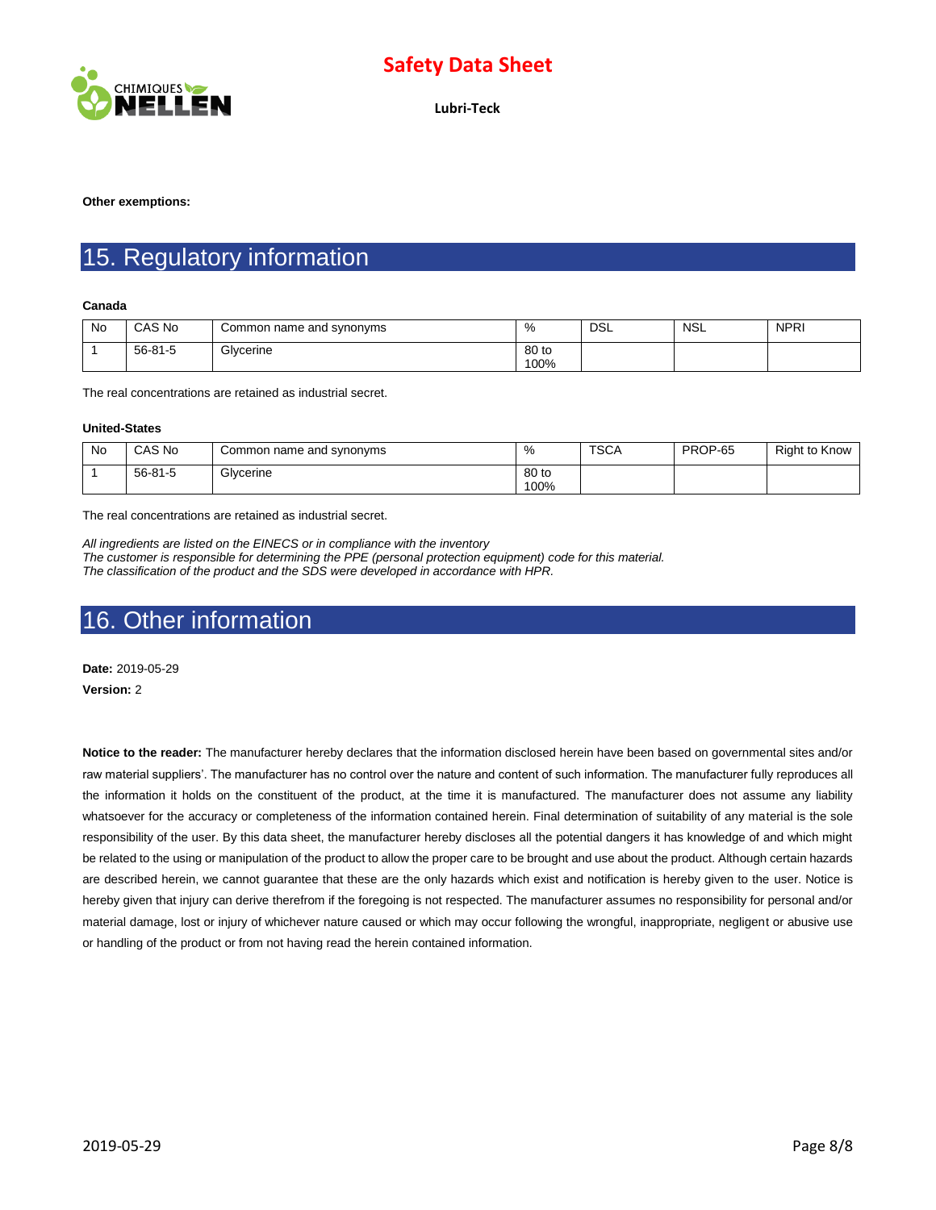**Other exemptions:**

## 15. Regulatory information

**Canada**

| No | CAS No | Common name and synonyms | % | DSL | NSL | NPRI |
|---|---|---|---|---|---|---|
| 1 | 56-81-5 | Glycerine | 80 to 100% | | | |

The real concentrations are retained as industrial secret.

**United-States**

| No | CAS No | Common name and synonyms | % | TSCA | PROP-65 | Right to Know |
|---|---|---|---|---|---|---|
| 1 | 56-81-5 | Glycerine | 80 to 100% | | | |

The real concentrations are retained as industrial secret.

*All ingredients are listed on the EINECS or in compliance with the inventory*
*The customer is responsible for determining the PPE (personal protection equipment) code for this material.*
*The classification of the product and the SDS were developed in accordance with HPR.*

## 16. Other information

**Date:** 2019-05-29

**Version:** 2

**Notice to the reader:** The manufacturer hereby declares that the information disclosed herein have been based on governmental sites and/or raw material suppliers'. The manufacturer has no control over the nature and content of such information. The manufacturer fully reproduces all the information it holds on the constituent of the product, at the time it is manufactured. The manufacturer does not assume any liability whatsoever for the accuracy or completeness of the information contained herein. Final determination of suitability of any material is the sole responsibility of the user. By this data sheet, the manufacturer hereby discloses all the potential dangers it has knowledge of and which might be related to the using or manipulation of the product to allow the proper care to be brought and use about the product. Although certain hazards are described herein, we cannot guarantee that these are the only hazards which exist and notification is hereby given to the user. Notice is hereby given that injury can derive therefrom if the foregoing is not respected. The manufacturer assumes no responsibility for personal and/or material damage, lost or injury of whichever nature caused or which may occur following the wrongful, inappropriate, negligent or abusive use or handling of the product or from not having read the herein contained information.